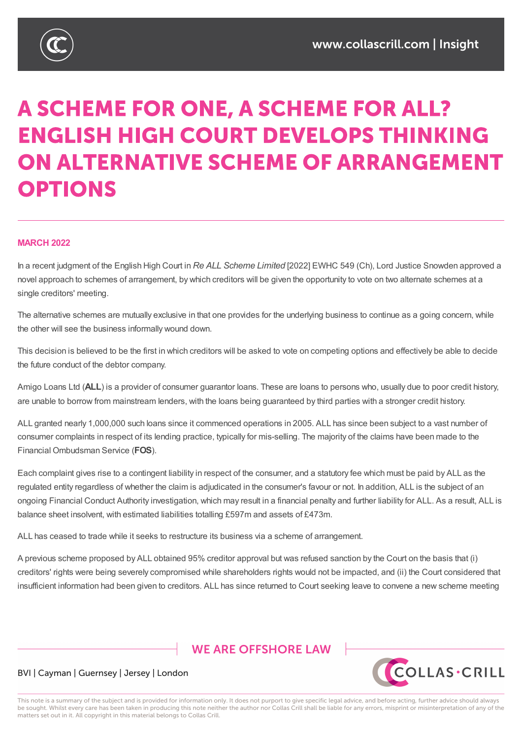# A SCHEME FOR ONE, A SCHEME FOR ALL? ENGLISH HIGH COURT DEVELOPS THINKING ON ALTERNATIVE SCHEME OF ARRANGEMENT OPTIONS

**MARCH 2022**

In a recent judgment of the English High Court in *Re ALL Scheme Limited* [2022] EWHC 549 (Ch), Lord Justice Snowden approved a novel approach to schemes of arrangement, by which creditors will be given the opportunity to vote on two alternate schemes at a single creditors' meeting.

The alternative schemes are mutually exclusive in that one provides for the underlying business to continue as a going concern, while the other will see the business informally wound down.

This decision is believed to be the first in which creditors will be asked to vote on competing options and effectively be able to decide the future conduct of the debtor company.

Amigo Loans Ltd (**ALL**) is a provider of consumer guarantor loans. These are loans to persons who, usually due to poor credit history, are unable to borrow from mainstream lenders, with the loans being guaranteed by third parties with a stronger credit history.

ALL granted nearly 1,000,000 such loans since it commenced operations in 2005. ALL has since been subject to a vast number of consumer complaints in respect of its lending practice, typically for mis-selling. The majority of the claims have been made to the Financial Ombudsman Service (**FOS**).

Each complaint gives rise to a contingent liability in respect of the consumer, and a statutory fee which must be paid by ALL as the regulated entity regardless of whether the claim is adjudicated in the consumer's favour or not. In addition, ALL is the subject of an ongoing Financial Conduct Authority investigation, which may result in a financial penalty and further liability for ALL. As a result, ALL is balance sheet insolvent, with estimated liabilities totalling £597m and assets of £473m.

ALL has ceased to trade while it seeks to restructure its business via a scheme of arrangement.

A previous scheme proposed by ALL obtained 95% creditor approval but was refused sanction by the Court on the basis that (i) creditors' rights were being severely compromised while shareholders rights would not be impacted, and (ii) the Court considered that insufficient information had been given to creditors. ALL has since returned to Court seeking leave to convene a new scheme meeting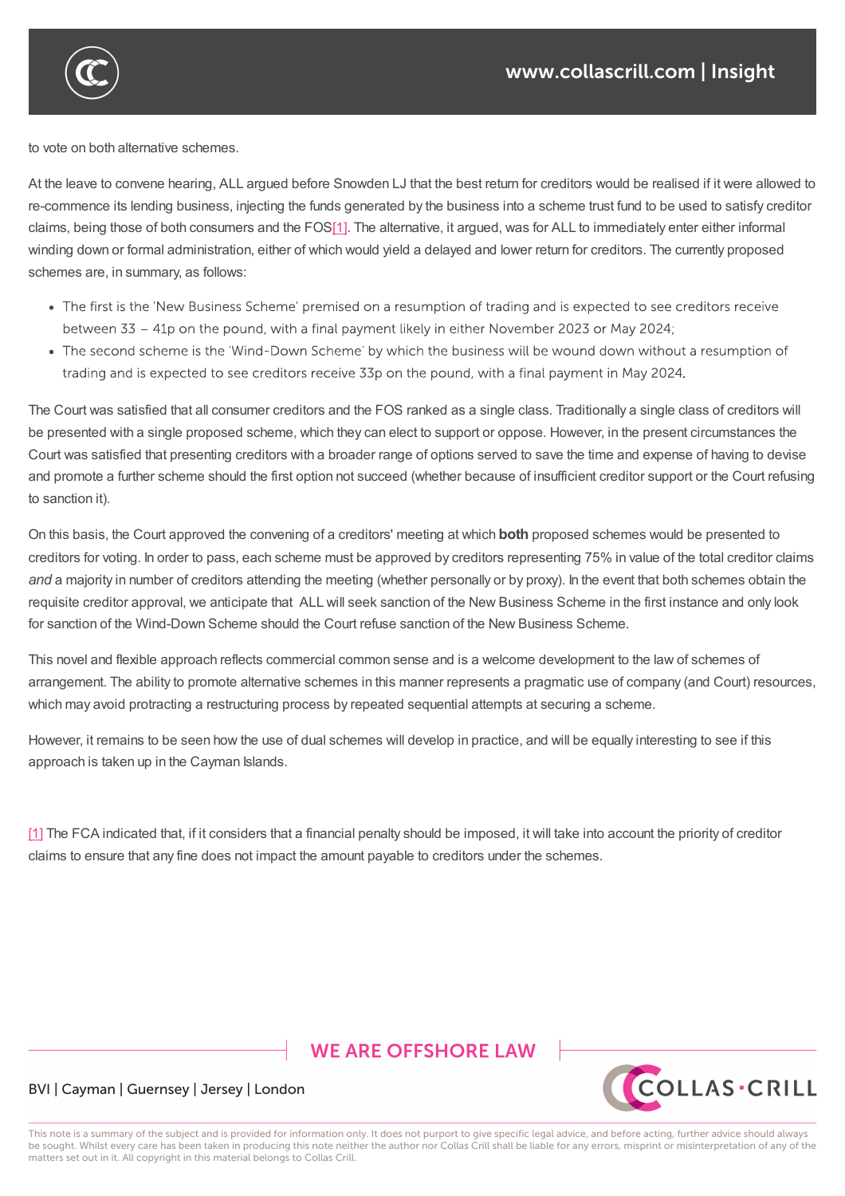to vote on both alternative schemes.

At the leave to convene hearing, ALL argued before Snowden LJ that the best return for creditors would be realised if it were allowed to re-commence its lending business, injecting the funds generated by the business into a scheme trust fund to be used to satisfy creditor claims, being those of both consumers and the FOS[1]. The alternative, it argued, was for ALL to immediately enter either informal winding down or formal administration, either of which would yield a delayed and lower return for creditors. The currently proposed schemes are, in summary, as follows:

- The first is the 'New Business Scheme' premised on a resumption of trading and is expected to see creditors receive between 33 – 41p on the pound, with a final payment likely in either November 2023 or May 2024;
- The second scheme is the 'Wind-Down Scheme' by which the business will be wound down without a resumption of trading and is expected to see creditors receive 33p on the pound, with a final payment in May 2024.

The Court was satisfied that all consumer creditors and the FOS ranked as a single class. Traditionally a single class of creditors will be presented with a single proposed scheme, which they can elect to support or oppose. However, in the present circumstances the Court was satisfied that presenting creditors with a broader range of options served to save the time and expense of having to devise and promote a further scheme should the first option not succeed (whether because of insufficient creditor support or the Court refusing to sanction it).

On this basis, the Court approved the convening of a creditors' meeting at which **both** proposed schemes would be presented to creditors for voting. In order to pass, each scheme must be approved by creditors representing 75% in value of the total creditor claims *and* a majority in number of creditors attending the meeting (whether personally or by proxy). In the event that both schemes obtain the requisite creditor approval, we anticipate that ALL will seek sanction of the New Business Scheme in the first instance and only look for sanction of the Wind-Down Scheme should the Court refuse sanction of the New Business Scheme.

This novel and flexible approach reflects commercial common sense and is a welcome development to the law of schemes of arrangement. The ability to promote alternative schemes in this manner represents a pragmatic use of company (and Court) resources, which may avoid protracting a restructuring process by repeated sequential attempts at securing a scheme.

However, it remains to be seen how the use of dual schemes will develop in practice, and will be equally interesting to see if this approach is taken up in the Cayman Islands.

[1] The FCA indicated that, if it considers that a financial penalty should be imposed, it will take into account the priority of creditor claims to ensure that any fine does not impact the amount payable to creditors under the schemes.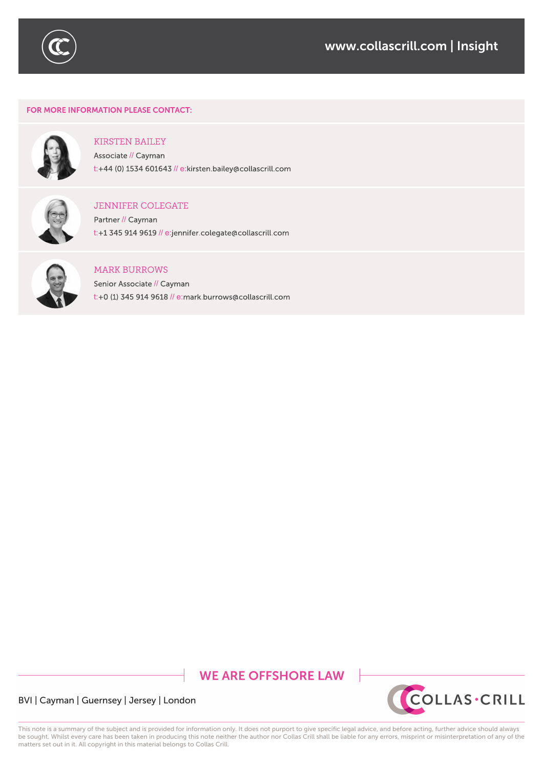FOR MORE INFORMATION PLEASE CONTACT:

KIRSTEN BAILEY
Associate // Cayman
t:+44 (0) 1534 601643 // e:kirsten.bailey@collascrill.com

JENNIFER COLEGATE
Partner // Cayman
t:+1 345 914 9619 // e:jennifer.colegate@collascrill.com

MARK BURROWS
Senior Associate // Cayman
t:+0 (1) 345 914 9618 // e:mark.burrows@collascrill.com

WE ARE OFFSHORE LAW

BVI | Cayman | Guernsey | Jersey | London

This note is a summary of the subject and is provided for information only. It does not purport to give specific legal advice, and before acting, further advice should always be sought. Whilst every care has been taken in producing this note neither the author nor Collas Crill shall be liable for any errors, misprint or misinterpretation of any of the matters set out in it. All copyright in this material belongs to Collas Crill.